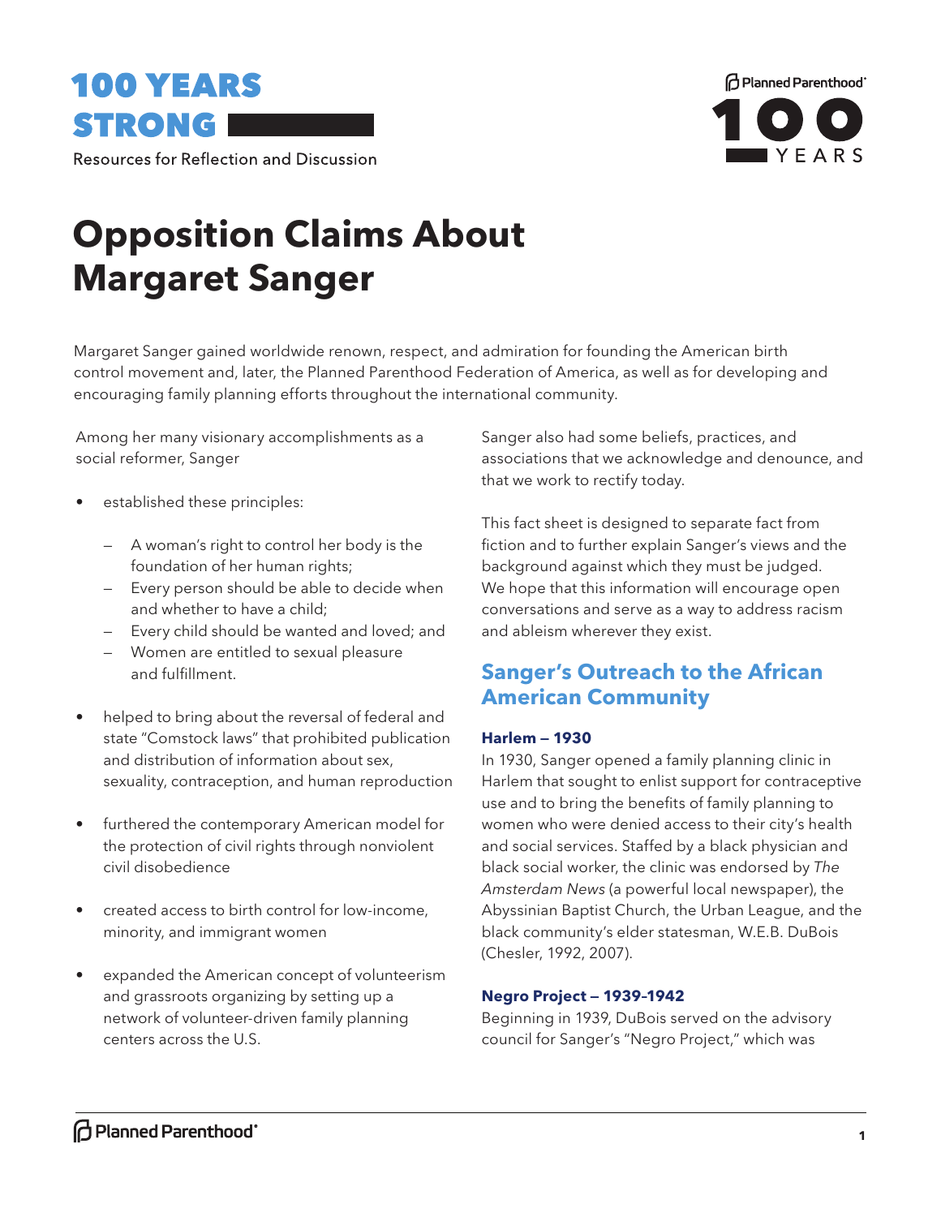# 100 YEARS STRONG

Resources for Reflection and Discussion

# Opposition Claims About Margaret Sanger

Margaret Sanger gained worldwide renown, respect, and admiration for founding the American birth control movement and, later, the Planned Parenthood Federation of America, as well as for developing and encouraging family planning efforts throughout the international community.

Among her many visionary accomplishments as a social reformer, Sanger

- established these principles:
  - A woman's right to control her body is the foundation of her human rights;
  - Every person should be able to decide when and whether to have a child;
  - Every child should be wanted and loved; and
  - Women are entitled to sexual pleasure and fulfillment.
- helped to bring about the reversal of federal and state "Comstock laws" that prohibited publication and distribution of information about sex, sexuality, contraception, and human reproduction
- furthered the contemporary American model for the protection of civil rights through nonviolent civil disobedience
- created access to birth control for low-income, minority, and immigrant women
- expanded the American concept of volunteerism and grassroots organizing by setting up a network of volunteer-driven family planning centers across the U.S.

Sanger also had some beliefs, practices, and associations that we acknowledge and denounce, and that we work to rectify today.

This fact sheet is designed to separate fact from fiction and to further explain Sanger's views and the background against which they must be judged. We hope that this information will encourage open conversations and serve as a way to address racism and ableism wherever they exist.

## Sanger's Outreach to the African American Community

### Harlem – 1930

In 1930, Sanger opened a family planning clinic in Harlem that sought to enlist support for contraceptive use and to bring the benefits of family planning to women who were denied access to their city's health and social services. Staffed by a black physician and black social worker, the clinic was endorsed by *The Amsterdam News* (a powerful local newspaper), the Abyssinian Baptist Church, the Urban League, and the black community's elder statesman, W.E.B. DuBois (Chesler, 1992, 2007).

### Negro Project – 1939–1942

Beginning in 1939, DuBois served on the advisory council for Sanger's "Negro Project," which was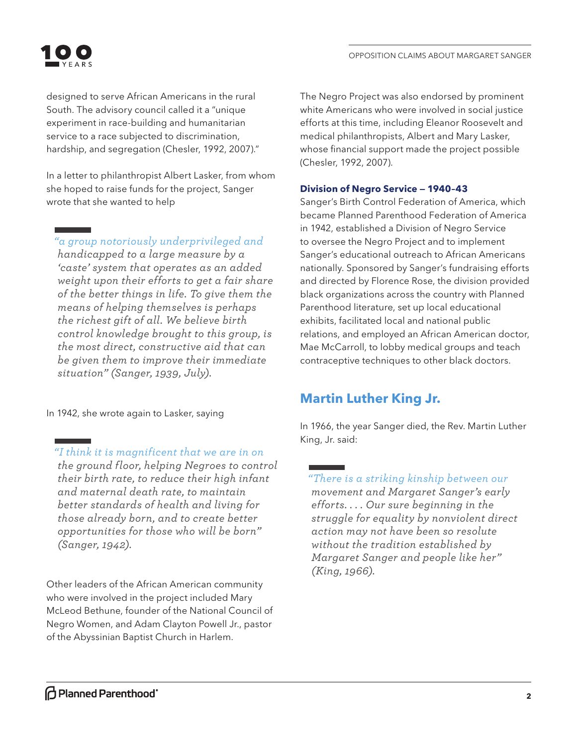designed to serve African Americans in the rural South. The advisory council called it a "unique experiment in race-building and humanitarian service to a race subjected to discrimination, hardship, and segregation (Chesler, 1992, 2007)."

In a letter to philanthropist Albert Lasker, from whom she hoped to raise funds for the project, Sanger wrote that she wanted to help

> *"a group notoriously underprivileged and handicapped to a large measure by a 'caste' system that operates as an added weight upon their efforts to get a fair share of the better things in life. To give them the means of helping themselves is perhaps the richest gift of all. We believe birth control knowledge brought to this group, is the most direct, constructive aid that can be given them to improve their immediate situation" (Sanger, 1939, July).*

In 1942, she wrote again to Lasker, saying

> *"I think it is magnificent that we are in on the ground floor, helping Negroes to control their birth rate, to reduce their high infant and maternal death rate, to maintain better standards of health and living for those already born, and to create better opportunities for those who will be born" (Sanger, 1942).*

Other leaders of the African American community who were involved in the project included Mary McLeod Bethune, founder of the National Council of Negro Women, and Adam Clayton Powell Jr., pastor of the Abyssinian Baptist Church in Harlem.

The Negro Project was also endorsed by prominent white Americans who were involved in social justice efforts at this time, including Eleanor Roosevelt and medical philanthropists, Albert and Mary Lasker, whose financial support made the project possible (Chesler, 1992, 2007).

### Division of Negro Service — 1940–43

Sanger's Birth Control Federation of America, which became Planned Parenthood Federation of America in 1942, established a Division of Negro Service to oversee the Negro Project and to implement Sanger's educational outreach to African Americans nationally. Sponsored by Sanger's fundraising efforts and directed by Florence Rose, the division provided black organizations across the country with Planned Parenthood literature, set up local educational exhibits, facilitated local and national public relations, and employed an African American doctor, Mae McCarroll, to lobby medical groups and teach contraceptive techniques to other black doctors.

## Martin Luther King Jr.

In 1966, the year Sanger died, the Rev. Martin Luther King, Jr. said:

> *"There is a striking kinship between our movement and Margaret Sanger's early efforts. . . . Our sure beginning in the struggle for equality by nonviolent direct action may not have been so resolute without the tradition established by Margaret Sanger and people like her" (King, 1966).*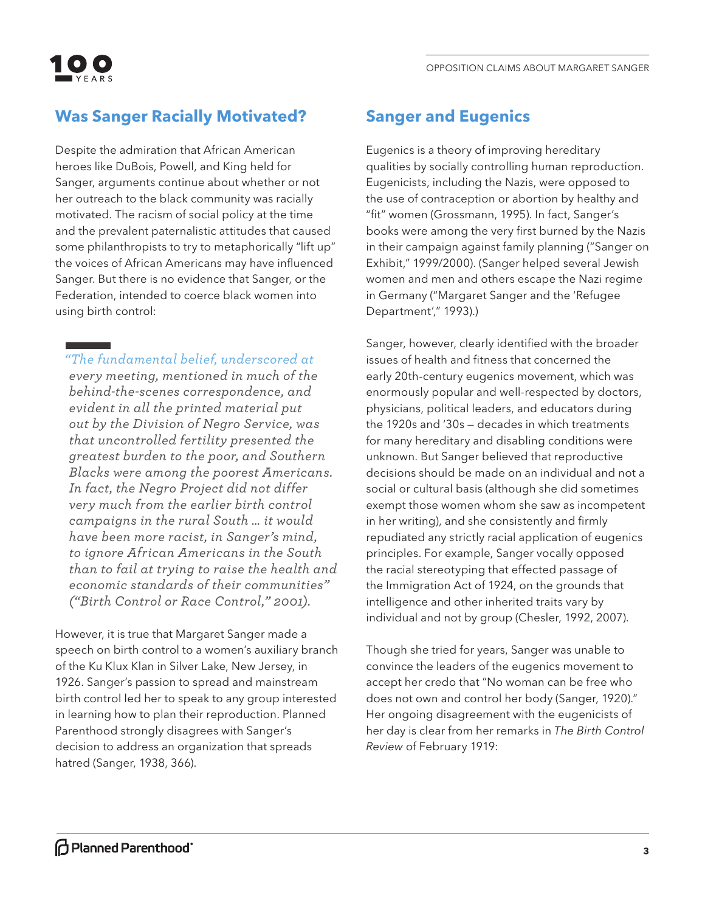## Was Sanger Racially Motivated?

Despite the admiration that African American heroes like DuBois, Powell, and King held for Sanger, arguments continue about whether or not her outreach to the black community was racially motivated. The racism of social policy at the time and the prevalent paternalistic attitudes that caused some philanthropists to try to metaphorically "lift up" the voices of African Americans may have influenced Sanger. But there is no evidence that Sanger, or the Federation, intended to coerce black women into using birth control:

> *"The fundamental belief, underscored at every meeting, mentioned in much of the behind-the-scenes correspondence, and evident in all the printed material put out by the Division of Negro Service, was that uncontrolled fertility presented the greatest burden to the poor, and Southern Blacks were among the poorest Americans. In fact, the Negro Project did not differ very much from the earlier birth control campaigns in the rural South … it would have been more racist, in Sanger's mind, to ignore African Americans in the South than to fail at trying to raise the health and economic standards of their communities" ("Birth Control or Race Control," 2001).*

However, it is true that Margaret Sanger made a speech on birth control to a women's auxiliary branch of the Ku Klux Klan in Silver Lake, New Jersey, in 1926. Sanger's passion to spread and mainstream birth control led her to speak to any group interested in learning how to plan their reproduction. Planned Parenthood strongly disagrees with Sanger's decision to address an organization that spreads hatred (Sanger, 1938, 366).

## Sanger and Eugenics

Eugenics is a theory of improving hereditary qualities by socially controlling human reproduction. Eugenicists, including the Nazis, were opposed to the use of contraception or abortion by healthy and "fit" women (Grossmann, 1995). In fact, Sanger's books were among the very first burned by the Nazis in their campaign against family planning ("Sanger on Exhibit," 1999/2000). (Sanger helped several Jewish women and men and others escape the Nazi regime in Germany ("Margaret Sanger and the 'Refugee Department'," 1993).)

Sanger, however, clearly identified with the broader issues of health and fitness that concerned the early 20th-century eugenics movement, which was enormously popular and well-respected by doctors, physicians, political leaders, and educators during the 1920s and '30s — decades in which treatments for many hereditary and disabling conditions were unknown. But Sanger believed that reproductive decisions should be made on an individual and not a social or cultural basis (although she did sometimes exempt those women whom she saw as incompetent in her writing), and she consistently and firmly repudiated any strictly racial application of eugenics principles. For example, Sanger vocally opposed the racial stereotyping that effected passage of the Immigration Act of 1924, on the grounds that intelligence and other inherited traits vary by individual and not by group (Chesler, 1992, 2007).

Though she tried for years, Sanger was unable to convince the leaders of the eugenics movement to accept her credo that "No woman can be free who does not own and control her body (Sanger, 1920)." Her ongoing disagreement with the eugenicists of her day is clear from her remarks in *The Birth Control Review* of February 1919: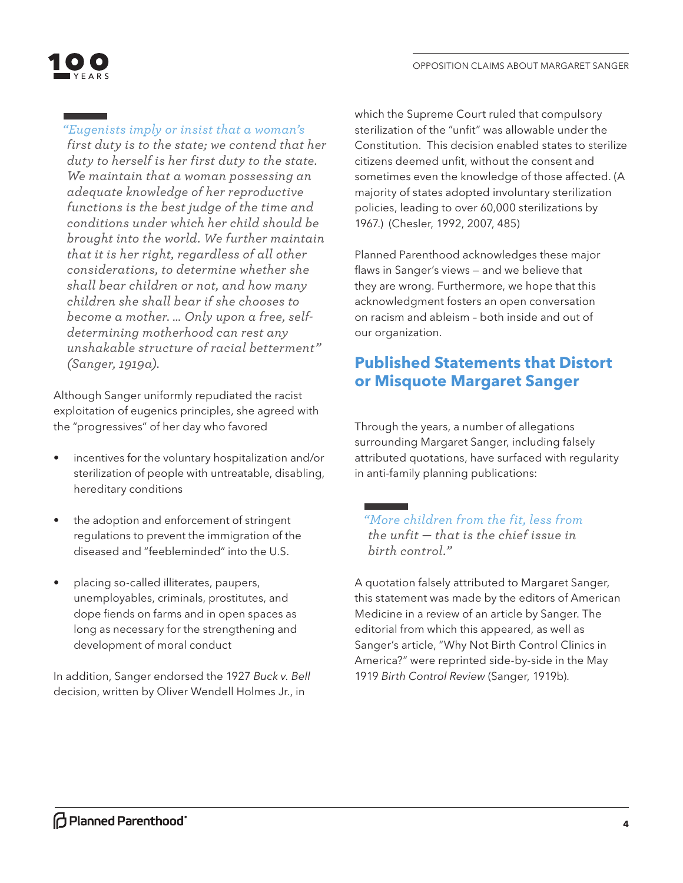> *"Eugenists imply or insist that a woman's first duty is to the state; we contend that her duty to herself is her first duty to the state. We maintain that a woman possessing an adequate knowledge of her reproductive functions is the best judge of the time and conditions under which her child should be brought into the world. We further maintain that it is her right, regardless of all other considerations, to determine whether she shall bear children or not, and how many children she shall bear if she chooses to become a mother. ... Only upon a free, self-determining motherhood can rest any unshakable structure of racial betterment" (Sanger, 1919a).*

Although Sanger uniformly repudiated the racist exploitation of eugenics principles, she agreed with the "progressives" of her day who favored

- incentives for the voluntary hospitalization and/or sterilization of people with untreatable, disabling, hereditary conditions
- the adoption and enforcement of stringent regulations to prevent the immigration of the diseased and "feebleminded" into the U.S.
- placing so-called illiterates, paupers, unemployables, criminals, prostitutes, and dope fiends on farms and in open spaces as long as necessary for the strengthening and development of moral conduct

In addition, Sanger endorsed the 1927 *Buck v. Bell* decision, written by Oliver Wendell Holmes Jr., in which the Supreme Court ruled that compulsory sterilization of the "unfit" was allowable under the Constitution. This decision enabled states to sterilize citizens deemed unfit, without the consent and sometimes even the knowledge of those affected. (A majority of states adopted involuntary sterilization policies, leading to over 60,000 sterilizations by 1967.) (Chesler, 1992, 2007, 485)

Planned Parenthood acknowledges these major flaws in Sanger's views — and we believe that they are wrong. Furthermore, we hope that this acknowledgment fosters an open conversation on racism and ableism – both inside and out of our organization.

## Published Statements that Distort or Misquote Margaret Sanger

Through the years, a number of allegations surrounding Margaret Sanger, including falsely attributed quotations, have surfaced with regularity in anti-family planning publications:

> *"More children from the fit, less from the unfit — that is the chief issue in birth control."*

A quotation falsely attributed to Margaret Sanger, this statement was made by the editors of American Medicine in a review of an article by Sanger. The editorial from which this appeared, as well as Sanger's article, "Why Not Birth Control Clinics in America?" were reprinted side-by-side in the May 1919 *Birth Control Review* (Sanger, 1919b).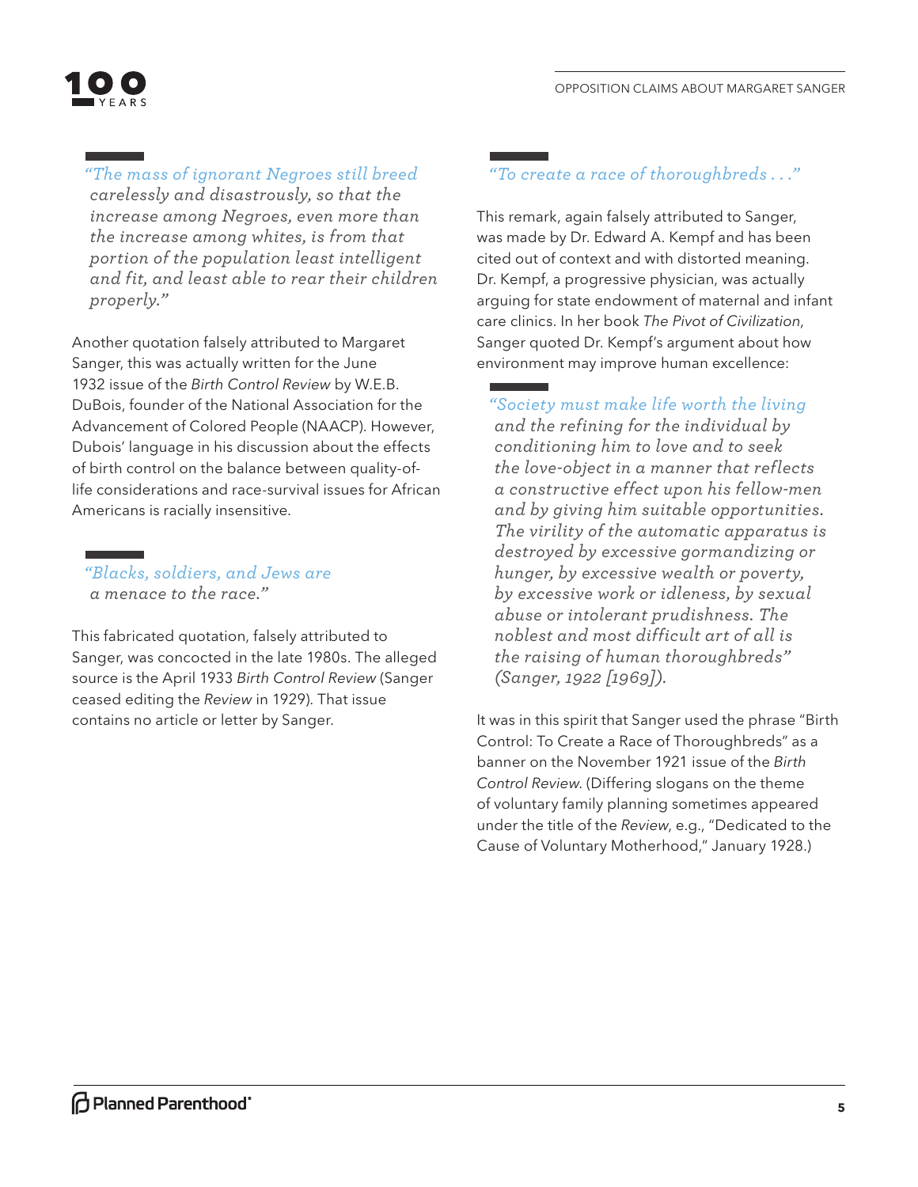*"The mass of ignorant Negroes still breed carelessly and disastrously, so that the increase among Negroes, even more than the increase among whites, is from that portion of the population least intelligent and fit, and least able to rear their children properly."*

Another quotation falsely attributed to Margaret Sanger, this was actually written for the June 1932 issue of the *Birth Control Review* by W.E.B. DuBois, founder of the National Association for the Advancement of Colored People (NAACP). However, Dubois' language in his discussion about the effects of birth control on the balance between quality-of-life considerations and race-survival issues for African Americans is racially insensitive.

*"Blacks, soldiers, and Jews are a menace to the race."*

This fabricated quotation, falsely attributed to Sanger, was concocted in the late 1980s. The alleged source is the April 1933 *Birth Control Review* (Sanger ceased editing the *Review* in 1929). That issue contains no article or letter by Sanger.

*"To create a race of thoroughbreds . . ."*

This remark, again falsely attributed to Sanger, was made by Dr. Edward A. Kempf and has been cited out of context and with distorted meaning. Dr. Kempf, a progressive physician, was actually arguing for state endowment of maternal and infant care clinics. In her book *The Pivot of Civilization*, Sanger quoted Dr. Kempf's argument about how environment may improve human excellence:

*"Society must make life worth the living and the refining for the individual by conditioning him to love and to seek the love-object in a manner that reflects a constructive effect upon his fellow-men and by giving him suitable opportunities. The virility of the automatic apparatus is destroyed by excessive gormandizing or hunger, by excessive wealth or poverty, by excessive work or idleness, by sexual abuse or intolerant prudishness. The noblest and most difficult art of all is the raising of human thoroughbreds" (Sanger, 1922 [1969]).*

It was in this spirit that Sanger used the phrase "Birth Control: To Create a Race of Thoroughbreds" as a banner on the November 1921 issue of the *Birth Control Review*. (Differing slogans on the theme of voluntary family planning sometimes appeared under the title of the *Review*, e.g., "Dedicated to the Cause of Voluntary Motherhood," January 1928.)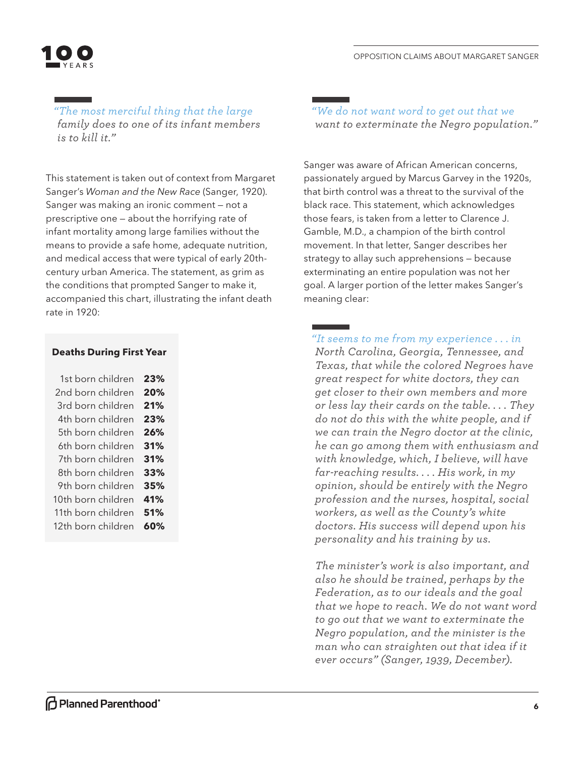> *"The most merciful thing that the large family does to one of its infant members is to kill it."*

This statement is taken out of context from Margaret Sanger's *Woman and the New Race* (Sanger, 1920). Sanger was making an ironic comment – not a prescriptive one – about the horrifying rate of infant mortality among large families without the means to provide a safe home, adequate nutrition, and medical access that were typical of early 20th-century urban America. The statement, as grim as the conditions that prompted Sanger to make it, accompanied this chart, illustrating the infant death rate in 1920:

| Deaths During First Year | |
|---|---|
| 1st born children | **23%** |
| 2nd born children | **20%** |
| 3rd born children | **21%** |
| 4th born children | **23%** |
| 5th born children | **26%** |
| 6th born children | **31%** |
| 7th born children | **31%** |
| 8th born children | **33%** |
| 9th born children | **35%** |
| 10th born children | **41%** |
| 11th born children | **51%** |
| 12th born children | **60%** |

> *"We do not want word to get out that we want to exterminate the Negro population."*

Sanger was aware of African American concerns, passionately argued by Marcus Garvey in the 1920s, that birth control was a threat to the survival of the black race. This statement, which acknowledges those fears, is taken from a letter to Clarence J. Gamble, M.D., a champion of the birth control movement. In that letter, Sanger describes her strategy to allay such apprehensions – because exterminating an entire population was not her goal. A larger portion of the letter makes Sanger's meaning clear:

> *"It seems to me from my experience . . . in North Carolina, Georgia, Tennessee, and Texas, that while the colored Negroes have great respect for white doctors, they can get closer to their own members and more or less lay their cards on the table. . . . They do not do this with the white people, and if we can train the Negro doctor at the clinic, he can go among them with enthusiasm and with knowledge, which, I believe, will have far-reaching results. . . . His work, in my opinion, should be entirely with the Negro profession and the nurses, hospital, social workers, as well as the County's white doctors. His success will depend upon his personality and his training by us.*
>
> *The minister's work is also important, and also he should be trained, perhaps by the Federation, as to our ideals and the goal that we hope to reach. We do not want word to go out that we want to exterminate the Negro population, and the minister is the man who can straighten out that idea if it ever occurs" (Sanger, 1939, December).*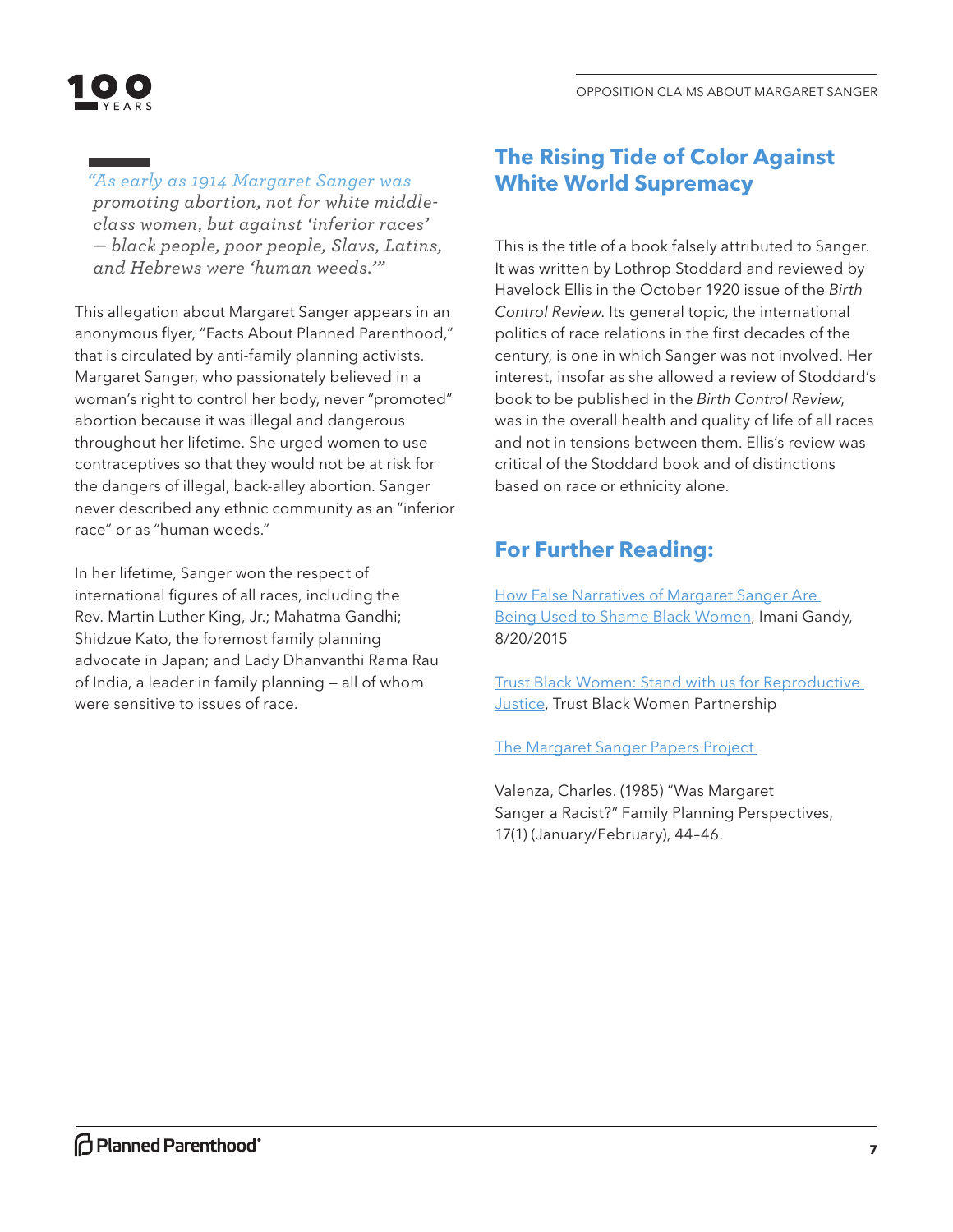> *"As early as 1914 Margaret Sanger was promoting abortion, not for white middle-class women, but against 'inferior races' — black people, poor people, Slavs, Latins, and Hebrews were 'human weeds.'"*

This allegation about Margaret Sanger appears in an anonymous flyer, "Facts About Planned Parenthood," that is circulated by anti-family planning activists. Margaret Sanger, who passionately believed in a woman's right to control her body, never "promoted" abortion because it was illegal and dangerous throughout her lifetime. She urged women to use contraceptives so that they would not be at risk for the dangers of illegal, back-alley abortion. Sanger never described any ethnic community as an "inferior race" or as "human weeds."

In her lifetime, Sanger won the respect of international figures of all races, including the Rev. Martin Luther King, Jr.; Mahatma Gandhi; Shidzue Kato, the foremost family planning advocate in Japan; and Lady Dhanvanthi Rama Rau of India, a leader in family planning — all of whom were sensitive to issues of race.

## The Rising Tide of Color Against White World Supremacy

This is the title of a book falsely attributed to Sanger. It was written by Lothrop Stoddard and reviewed by Havelock Ellis in the October 1920 issue of the *Birth Control Review*. Its general topic, the international politics of race relations in the first decades of the century, is one in which Sanger was not involved. Her interest, insofar as she allowed a review of Stoddard's book to be published in the *Birth Control Review*, was in the overall health and quality of life of all races and not in tensions between them. Ellis's review was critical of the Stoddard book and of distinctions based on race or ethnicity alone.

## For Further Reading:

How False Narratives of Margaret Sanger Are Being Used to Shame Black Women, Imani Gandy, 8/20/2015

Trust Black Women: Stand with us for Reproductive Justice, Trust Black Women Partnership

The Margaret Sanger Papers Project

Valenza, Charles. (1985) "Was Margaret Sanger a Racist?" Family Planning Perspectives, 17(1) (January/February), 44–46.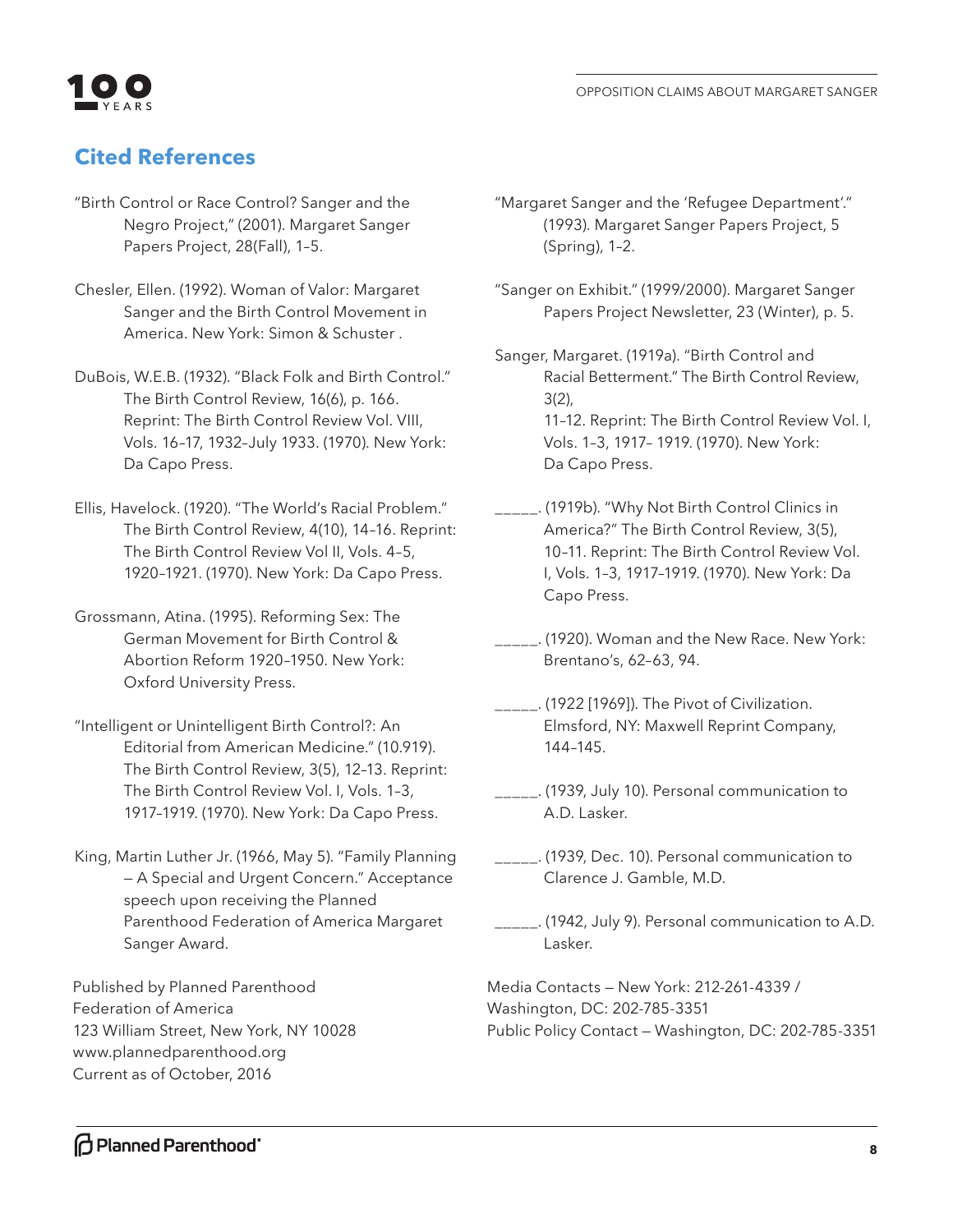## Cited References

"Birth Control or Race Control? Sanger and the Negro Project," (2001). Margaret Sanger Papers Project, 28(Fall), 1–5.

Chesler, Ellen. (1992). Woman of Valor: Margaret Sanger and the Birth Control Movement in America. New York: Simon & Schuster .

DuBois, W.E.B. (1932). "Black Folk and Birth Control." The Birth Control Review, 16(6), p. 166. Reprint: The Birth Control Review Vol. VIII, Vols. 16–17, 1932–July 1933. (1970). New York: Da Capo Press.

Ellis, Havelock. (1920). "The World's Racial Problem." The Birth Control Review, 4(10), 14–16. Reprint: The Birth Control Review Vol II, Vols. 4–5, 1920–1921. (1970). New York: Da Capo Press.

Grossmann, Atina. (1995). Reforming Sex: The German Movement for Birth Control & Abortion Reform 1920–1950. New York: Oxford University Press.

"Intelligent or Unintelligent Birth Control?: An Editorial from American Medicine." (10.919). The Birth Control Review, 3(5), 12–13. Reprint: The Birth Control Review Vol. I, Vols. 1–3, 1917–1919. (1970). New York: Da Capo Press.

King, Martin Luther Jr. (1966, May 5). "Family Planning — A Special and Urgent Concern." Acceptance speech upon receiving the Planned Parenthood Federation of America Margaret Sanger Award.

"Margaret Sanger and the 'Refugee Department'." (1993). Margaret Sanger Papers Project, 5 (Spring), 1–2.

"Sanger on Exhibit." (1999/2000). Margaret Sanger Papers Project Newsletter, 23 (Winter), p. 5.

Sanger, Margaret. (1919a). "Birth Control and Racial Betterment." The Birth Control Review, 3(2), 11–12. Reprint: The Birth Control Review Vol. I, Vols. 1–3, 1917– 1919. (1970). New York: Da Capo Press.

_____. (1919b). "Why Not Birth Control Clinics in America?" The Birth Control Review, 3(5), 10–11. Reprint: The Birth Control Review Vol. I, Vols. 1–3, 1917–1919. (1970). New York: Da Capo Press.

_____. (1920). Woman and the New Race. New York: Brentano's, 62–63, 94.

_____. (1922 [1969]). The Pivot of Civilization. Elmsford, NY: Maxwell Reprint Company, 144–145.

_____. (1939, July 10). Personal communication to A.D. Lasker.

_____. (1939, Dec. 10). Personal communication to Clarence J. Gamble, M.D.

_____. (1942, July 9). Personal communication to A.D. Lasker.

Published by Planned Parenthood Federation of America
123 William Street, New York, NY 10028
www.plannedparenthood.org
Current as of October, 2016

Media Contacts — New York: 212-261-4339 / Washington, DC: 202-785-3351
Public Policy Contact — Washington, DC: 202-785-3351